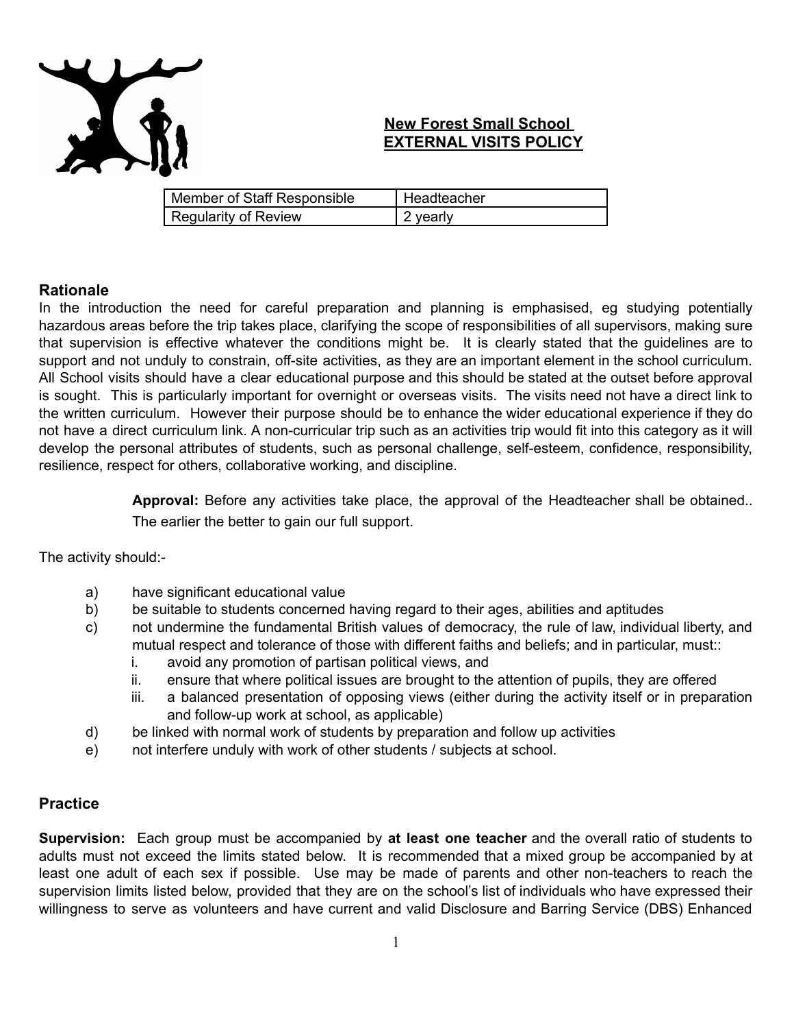# New Forest Small School
# EXTERNAL VISITS POLICY

| Member of Staff Responsible | Headteacher |
| --- | --- |
| Regularity of Review | 2 yearly |

## Rationale

In the introduction the need for careful preparation and planning is emphasised, eg studying potentially hazardous areas before the trip takes place, clarifying the scope of responsibilities of all supervisors, making sure that supervision is effective whatever the conditions might be. It is clearly stated that the guidelines are to support and not unduly to constrain, off-site activities, as they are an important element in the school curriculum. All School visits should have a clear educational purpose and this should be stated at the outset before approval is sought. This is particularly important for overnight or overseas visits. The visits need not have a direct link to the written curriculum. However their purpose should be to enhance the wider educational experience if they do not have a direct curriculum link. A non-curricular trip such as an activities trip would fit into this category as it will develop the personal attributes of students, such as personal challenge, self-esteem, confidence, responsibility, resilience, respect for others, collaborative working, and discipline.

> **Approval:** Before any activities take place, the approval of the Headteacher shall be obtained.. The earlier the better to gain our full support.

The activity should:-

a) have significant educational value
b) be suitable to students concerned having regard to their ages, abilities and aptitudes
c) not undermine the fundamental British values of democracy, the rule of law, individual liberty, and mutual respect and tolerance of those with different faiths and beliefs; and in particular, must::
   i. avoid any promotion of partisan political views, and
   ii. ensure that where political issues are brought to the attention of pupils, they are offered
   iii. a balanced presentation of opposing views (either during the activity itself or in preparation and follow-up work at school, as applicable)
d) be linked with normal work of students by preparation and follow up activities
e) not interfere unduly with work of other students / subjects at school.

## Practice

**Supervision:** Each group must be accompanied by **at least one teacher** and the overall ratio of students to adults must not exceed the limits stated below. It is recommended that a mixed group be accompanied by at least one adult of each sex if possible. Use may be made of parents and other non-teachers to reach the supervision limits listed below, provided that they are on the school's list of individuals who have expressed their willingness to serve as volunteers and have current and valid Disclosure and Barring Service (DBS) Enhanced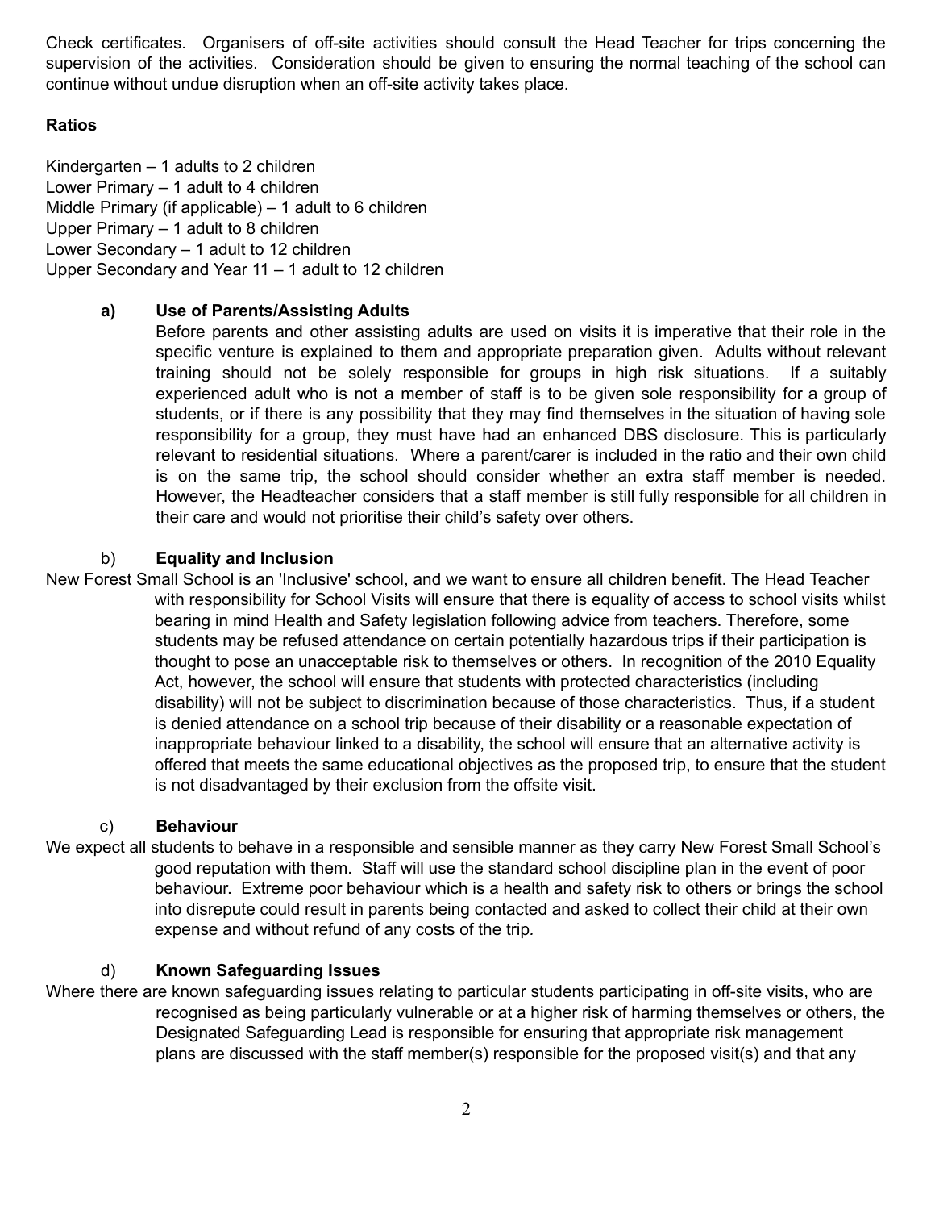Check certificates. Organisers of off-site activities should consult the Head Teacher for trips concerning the supervision of the activities. Consideration should be given to ensuring the normal teaching of the school can continue without undue disruption when an off-site activity takes place.

**Ratios**

Kindergarten – 1 adults to 2 children
Lower Primary – 1 adult to 4 children
Middle Primary (if applicable) – 1 adult to 6 children
Upper Primary – 1 adult to 8 children
Lower Secondary – 1 adult to 12 children
Upper Secondary and Year 11 – 1 adult to 12 children

**a) Use of Parents/Assisting Adults**

Before parents and other assisting adults are used on visits it is imperative that their role in the specific venture is explained to them and appropriate preparation given. Adults without relevant training should not be solely responsible for groups in high risk situations. If a suitably experienced adult who is not a member of staff is to be given sole responsibility for a group of students, or if there is any possibility that they may find themselves in the situation of having sole responsibility for a group, they must have had an enhanced DBS disclosure. This is particularly relevant to residential situations. Where a parent/carer is included in the ratio and their own child is on the same trip, the school should consider whether an extra staff member is needed. However, the Headteacher considers that a staff member is still fully responsible for all children in their care and would not prioritise their child's safety over others.

b) **Equality and Inclusion**

New Forest Small School is an 'Inclusive' school, and we want to ensure all children benefit. The Head Teacher with responsibility for School Visits will ensure that there is equality of access to school visits whilst bearing in mind Health and Safety legislation following advice from teachers. Therefore, some students may be refused attendance on certain potentially hazardous trips if their participation is thought to pose an unacceptable risk to themselves or others. In recognition of the 2010 Equality Act, however, the school will ensure that students with protected characteristics (including disability) will not be subject to discrimination because of those characteristics. Thus, if a student is denied attendance on a school trip because of their disability or a reasonable expectation of inappropriate behaviour linked to a disability, the school will ensure that an alternative activity is offered that meets the same educational objectives as the proposed trip, to ensure that the student is not disadvantaged by their exclusion from the offsite visit.

c) **Behaviour**

We expect all students to behave in a responsible and sensible manner as they carry New Forest Small School's good reputation with them. Staff will use the standard school discipline plan in the event of poor behaviour. Extreme poor behaviour which is a health and safety risk to others or brings the school into disrepute could result in parents being contacted and asked to collect their child at their own expense and without refund of any costs of the trip.

d) **Known Safeguarding Issues**

Where there are known safeguarding issues relating to particular students participating in off-site visits, who are recognised as being particularly vulnerable or at a higher risk of harming themselves or others, the Designated Safeguarding Lead is responsible for ensuring that appropriate risk management plans are discussed with the staff member(s) responsible for the proposed visit(s) and that any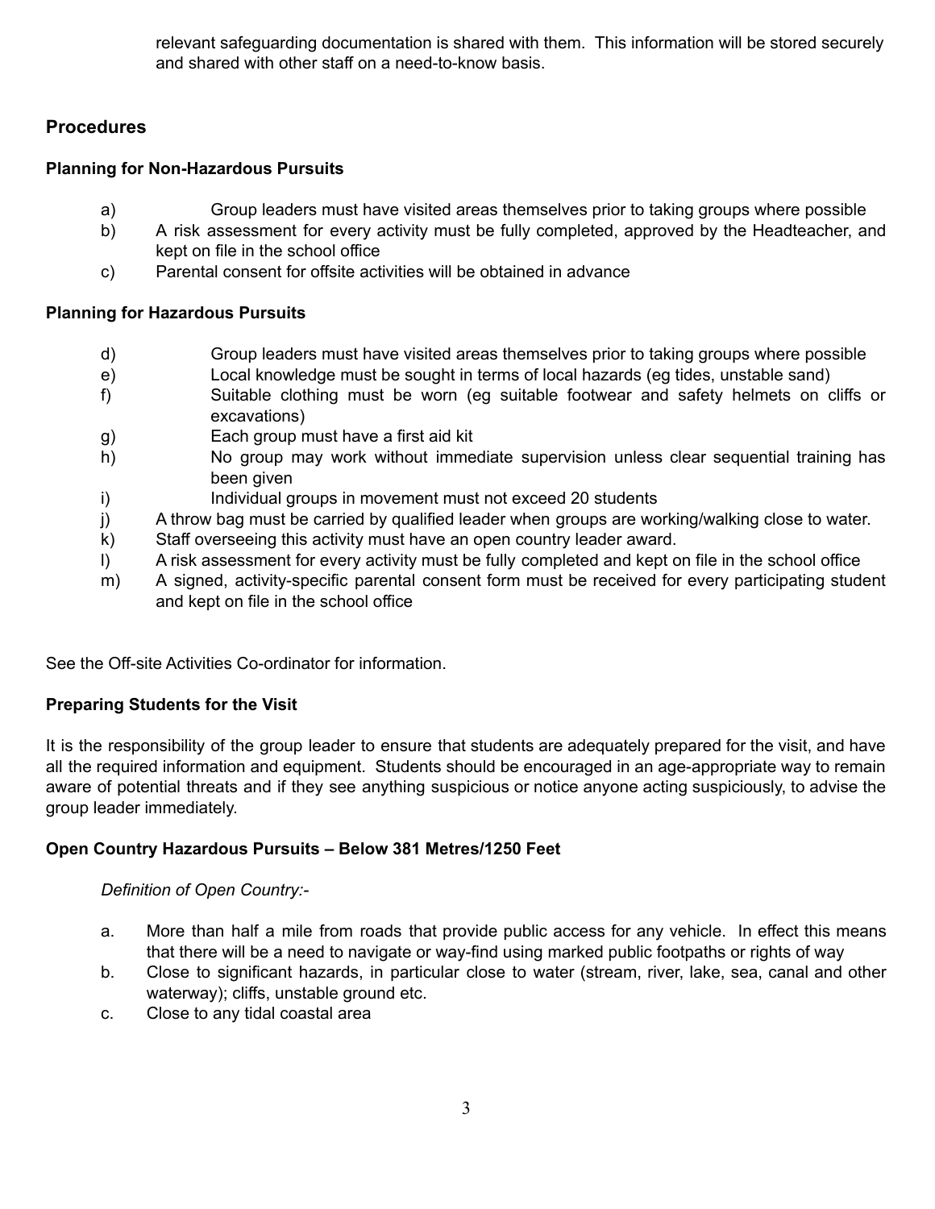relevant safeguarding documentation is shared with them. This information will be stored securely and shared with other staff on a need-to-know basis.

## Procedures

### Planning for Non-Hazardous Pursuits

a) Group leaders must have visited areas themselves prior to taking groups where possible
b) A risk assessment for every activity must be fully completed, approved by the Headteacher, and kept on file in the school office
c) Parental consent for offsite activities will be obtained in advance

### Planning for Hazardous Pursuits

d) Group leaders must have visited areas themselves prior to taking groups where possible
e) Local knowledge must be sought in terms of local hazards (eg tides, unstable sand)
f) Suitable clothing must be worn (eg suitable footwear and safety helmets on cliffs or excavations)
g) Each group must have a first aid kit
h) No group may work without immediate supervision unless clear sequential training has been given
i) Individual groups in movement must not exceed 20 students
j) A throw bag must be carried by qualified leader when groups are working/walking close to water.
k) Staff overseeing this activity must have an open country leader award.
l) A risk assessment for every activity must be fully completed and kept on file in the school office
m) A signed, activity-specific parental consent form must be received for every participating student and kept on file in the school office

See the Off-site Activities Co-ordinator for information.

### Preparing Students for the Visit

It is the responsibility of the group leader to ensure that students are adequately prepared for the visit, and have all the required information and equipment. Students should be encouraged in an age-appropriate way to remain aware of potential threats and if they see anything suspicious or notice anyone acting suspiciously, to advise the group leader immediately.

### Open Country Hazardous Pursuits – Below 381 Metres/1250 Feet

*Definition of Open Country:-*

a. More than half a mile from roads that provide public access for any vehicle. In effect this means that there will be a need to navigate or way-find using marked public footpaths or rights of way
b. Close to significant hazards, in particular close to water (stream, river, lake, sea, canal and other waterway); cliffs, unstable ground etc.
c. Close to any tidal coastal area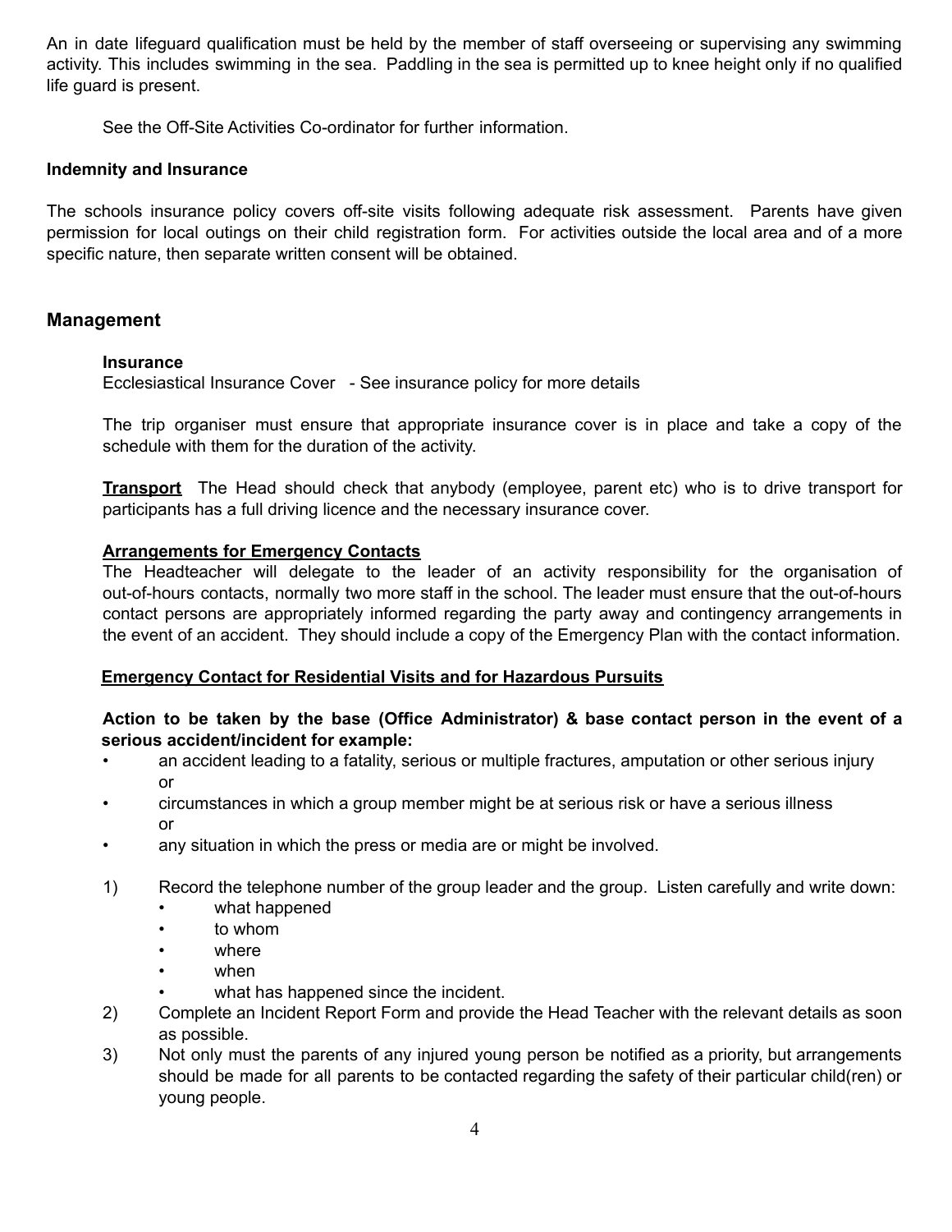An in date lifeguard qualification must be held by the member of staff overseeing or supervising any swimming activity. This includes swimming in the sea. Paddling in the sea is permitted up to knee height only if no qualified life guard is present.

See the Off-Site Activities Co-ordinator for further information.

**Indemnity and Insurance**

The schools insurance policy covers off-site visits following adequate risk assessment. Parents have given permission for local outings on their child registration form. For activities outside the local area and of a more specific nature, then separate written consent will be obtained.

## Management

**Insurance**
Ecclesiastical Insurance Cover - See insurance policy for more details

The trip organiser must ensure that appropriate insurance cover is in place and take a copy of the schedule with them for the duration of the activity.

**Transport** The Head should check that anybody (employee, parent etc) who is to drive transport for participants has a full driving licence and the necessary insurance cover.

**Arrangements for Emergency Contacts**
The Headteacher will delegate to the leader of an activity responsibility for the organisation of out-of-hours contacts, normally two more staff in the school. The leader must ensure that the out-of-hours contact persons are appropriately informed regarding the party away and contingency arrangements in the event of an accident. They should include a copy of the Emergency Plan with the contact information.

**Emergency Contact for Residential Visits and for Hazardous Pursuits**

**Action to be taken by the base (Office Administrator) & base contact person in the event of a serious accident/incident for example:**

- an accident leading to a fatality, serious or multiple fractures, amputation or other serious injury
  or
- circumstances in which a group member might be at serious risk or have a serious illness
  or
- any situation in which the press or media are or might be involved.

1) Record the telephone number of the group leader and the group. Listen carefully and write down:
   - what happened
   - to whom
   - where
   - when
   - what has happened since the incident.
2) Complete an Incident Report Form and provide the Head Teacher with the relevant details as soon as possible.
3) Not only must the parents of any injured young person be notified as a priority, but arrangements should be made for all parents to be contacted regarding the safety of their particular child(ren) or young people.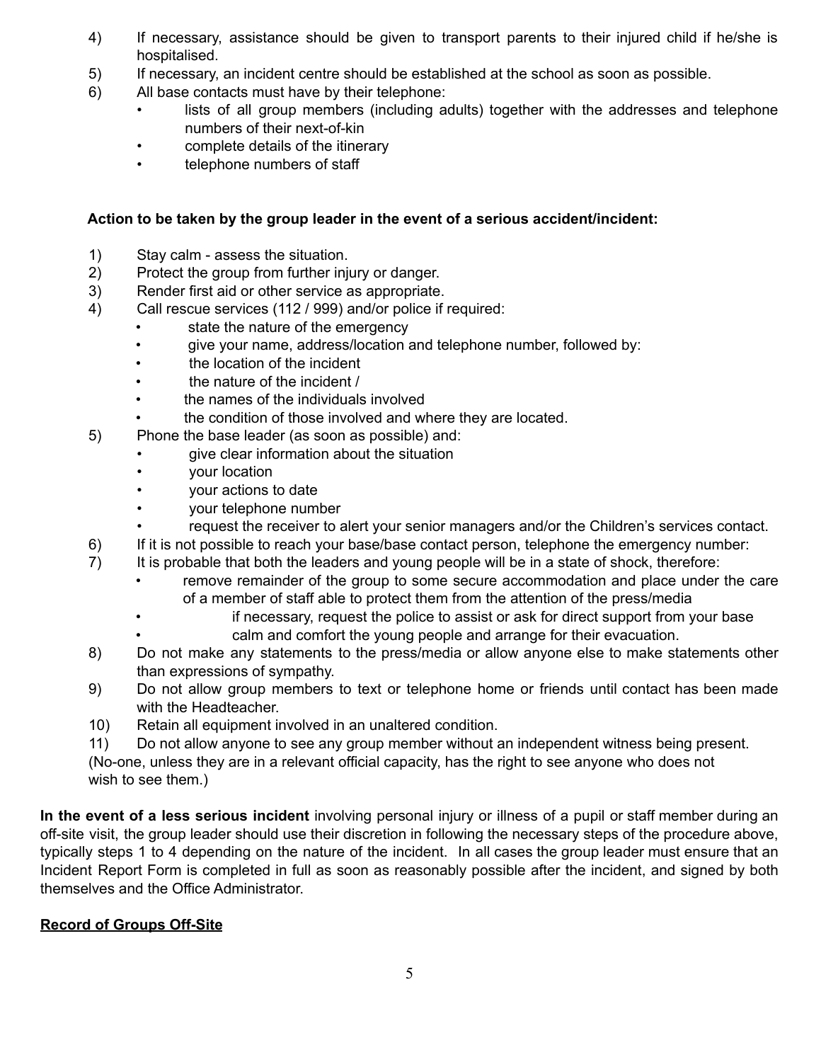4) If necessary, assistance should be given to transport parents to their injured child if he/she is hospitalised.
5) If necessary, an incident centre should be established at the school as soon as possible.
6) All base contacts must have by their telephone:
   - lists of all group members (including adults) together with the addresses and telephone numbers of their next-of-kin
   - complete details of the itinerary
   - telephone numbers of staff

**Action to be taken by the group leader in the event of a serious accident/incident:**

1) Stay calm - assess the situation.
2) Protect the group from further injury or danger.
3) Render first aid or other service as appropriate.
4) Call rescue services (112 / 999) and/or police if required:
   - state the nature of the emergency
   - give your name, address/location and telephone number, followed by:
   - the location of the incident
   - the nature of the incident /
   - the names of the individuals involved
   - the condition of those involved and where they are located.
5) Phone the base leader (as soon as possible) and:
   - give clear information about the situation
   - your location
   - your actions to date
   - your telephone number
   - request the receiver to alert your senior managers and/or the Children's services contact.
6) If it is not possible to reach your base/base contact person, telephone the emergency number:
7) It is probable that both the leaders and young people will be in a state of shock, therefore:
   - remove remainder of the group to some secure accommodation and place under the care of a member of staff able to protect them from the attention of the press/media
   - if necessary, request the police to assist or ask for direct support from your base
   - calm and comfort the young people and arrange for their evacuation.
8) Do not make any statements to the press/media or allow anyone else to make statements other than expressions of sympathy.
9) Do not allow group members to text or telephone home or friends until contact has been made with the Headteacher.
10) Retain all equipment involved in an unaltered condition.
11) Do not allow anyone to see any group member without an independent witness being present.

(No-one, unless they are in a relevant official capacity, has the right to see anyone who does not wish to see them.)

**In the event of a less serious incident** involving personal injury or illness of a pupil or staff member during an off-site visit, the group leader should use their discretion in following the necessary steps of the procedure above, typically steps 1 to 4 depending on the nature of the incident. In all cases the group leader must ensure that an Incident Report Form is completed in full as soon as reasonably possible after the incident, and signed by both themselves and the Office Administrator.

**<u>Record of Groups Off-Site</u>**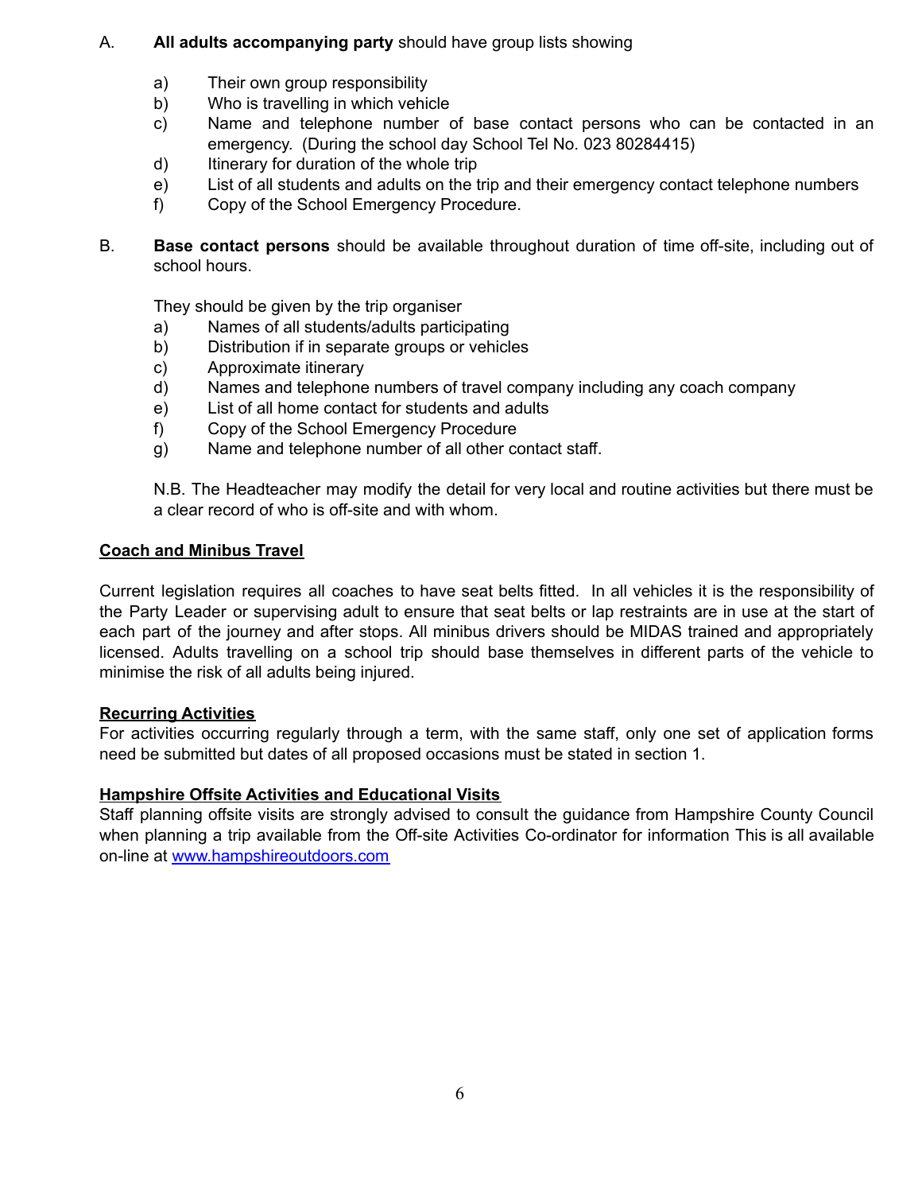A. **All adults accompanying party** should have group lists showing

a) Their own group responsibility
b) Who is travelling in which vehicle
c) Name and telephone number of base contact persons who can be contacted in an emergency. (During the school day School Tel No. 023 80284415)
d) Itinerary for duration of the whole trip
e) List of all students and adults on the trip and their emergency contact telephone numbers
f) Copy of the School Emergency Procedure.

B. **Base contact persons** should be available throughout duration of time off-site, including out of school hours.

They should be given by the trip organiser

a) Names of all students/adults participating
b) Distribution if in separate groups or vehicles
c) Approximate itinerary
d) Names and telephone numbers of travel company including any coach company
e) List of all home contact for students and adults
f) Copy of the School Emergency Procedure
g) Name and telephone number of all other contact staff.

N.B. The Headteacher may modify the detail for very local and routine activities but there must be a clear record of who is off-site and with whom.

**Coach and Minibus Travel**

Current legislation requires all coaches to have seat belts fitted. In all vehicles it is the responsibility of the Party Leader or supervising adult to ensure that seat belts or lap restraints are in use at the start of each part of the journey and after stops. All minibus drivers should be MIDAS trained and appropriately licensed. Adults travelling on a school trip should base themselves in different parts of the vehicle to minimise the risk of all adults being injured.

**Recurring Activities**

For activities occurring regularly through a term, with the same staff, only one set of application forms need be submitted but dates of all proposed occasions must be stated in section 1.

**Hampshire Offsite Activities and Educational Visits**

Staff planning offsite visits are strongly advised to consult the guidance from Hampshire County Council when planning a trip available from the Off-site Activities Co-ordinator for information This is all available on-line at [www.hampshireoutdoors.com](http://www.hampshireoutdoors.com)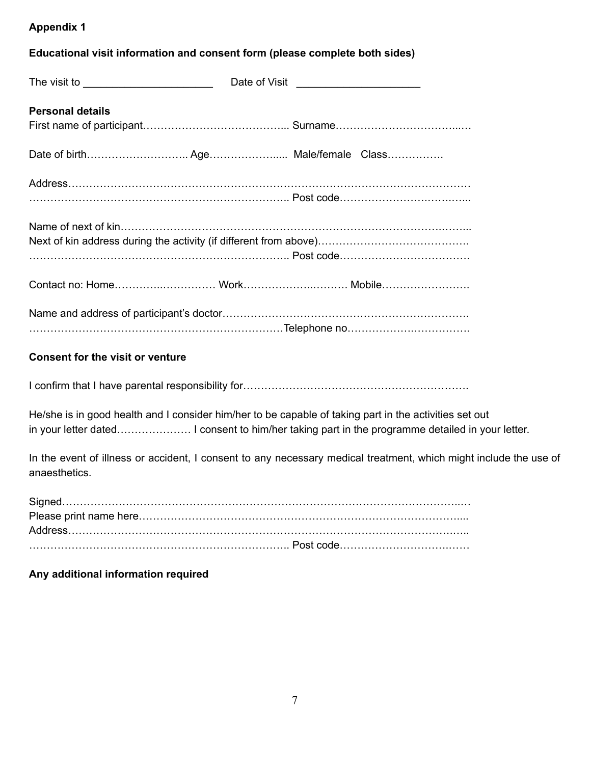**Appendix 1**

**Educational visit information and consent form (please complete both sides)**

The visit to _____________________ Date of Visit ____________________

**Personal details**

First name of participant………………………………….... Surname……………………………...…

Date of birth……………………….. Age……………….... Male/female Class…………….

Address………………………………………………………………………………………………
……………………………………………………………….. Post code…………………….……...

Name of next of kin………………………………………………………………………….……...
Next of kin address during the activity (if different from above)…………………………………….
……………………………………………………………….. Post code……………………………….

Contact no: Home…………..…………… Work……………….………. Mobile…………………….

Name and address of participant's doctor…………………………………………………………….
………………………………………………………………Telephone no…………….…………….

**Consent for the visit or venture**

I confirm that I have parental responsibility for……………………………………………………….

He/she is in good health and I consider him/her to be capable of taking part in the activities set out in your letter dated………………… I consent to him/her taking part in the programme detailed in your letter.

In the event of illness or accident, I consent to any necessary medical treatment, which might include the use of anaesthetics.

Signed……………………………………………………………………………………………..…
Please print name here…………………………………………………………………………....
Address……………………………………………………………………………………….…..
……………………………………………………….…….. Post code……………………….……

**Any additional information required**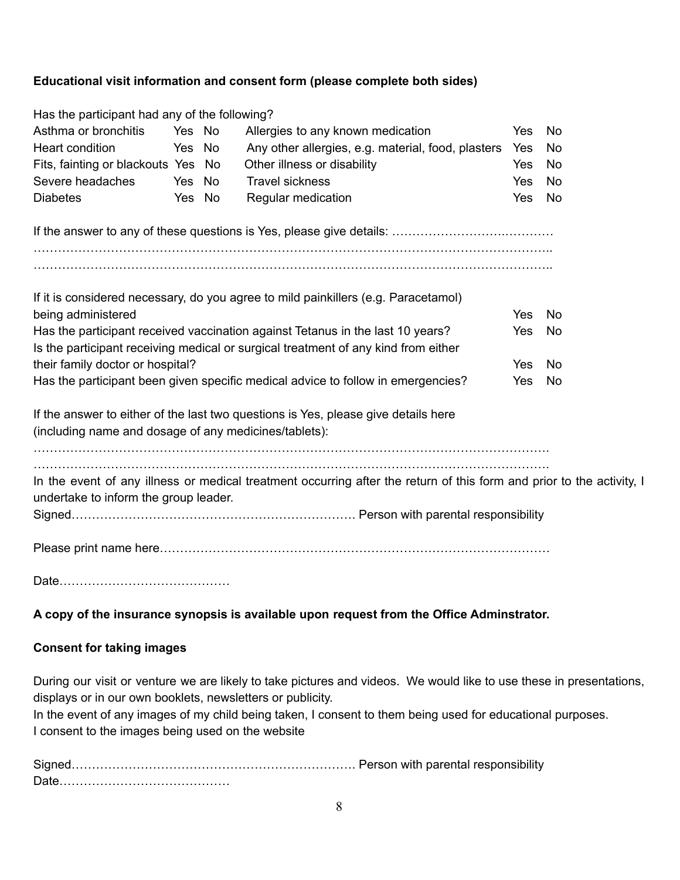**Educational visit information and consent form (please complete both sides)**

Has the participant had any of the following?

| | | | | | |
|---|---|---|---|---|---|
| Asthma or bronchitis | Yes No | Allergies to any known medication | Yes | No |
| Heart condition | Yes No | Any other allergies, e.g. material, food, plasters | Yes | No |
| Fits, fainting or blackouts | Yes No | Other illness or disability | Yes | No |
| Severe headaches | Yes No | Travel sickness | Yes | No |
| Diabetes | Yes No | Regular medication | Yes | No |

If the answer to any of these questions is Yes, please give details: …………………………………
…………………………………………………………………………………………………………..
…………………………………………………………………………………………………………..

If it is considered necessary, do you agree to mild painkillers (e.g. Paracetamol) being administered — Yes No

Has the participant received vaccination against Tetanus in the last 10 years? — Yes No

Is the participant receiving medical or surgical treatment of any kind from either their family doctor or hospital? — Yes No

Has the participant been given specific medical advice to follow in emergencies? — Yes No

If the answer to either of the last two questions is Yes, please give details here (including name and dosage of any medicines/tablets):

…………………………………………………………………………………………………………
…………………………………………………………………………………………………………

In the event of any illness or medical treatment occurring after the return of this form and prior to the activity, I undertake to inform the group leader.

Signed……………………………………………………………… Person with parental responsibility

Please print name here…………………………………………………………………………………

Date……………………………………

**A copy of the insurance synopsis is available upon request from the Office Adminstrator.**

**Consent for taking images**

During our visit or venture we are likely to take pictures and videos. We would like to use these in presentations, displays or in our own booklets, newsletters or publicity.

In the event of any images of my child being taken, I consent to them being used for educational purposes.

I consent to the images being used on the website

Signed……………………………………………………………… Person with parental responsibility

Date……………………………………